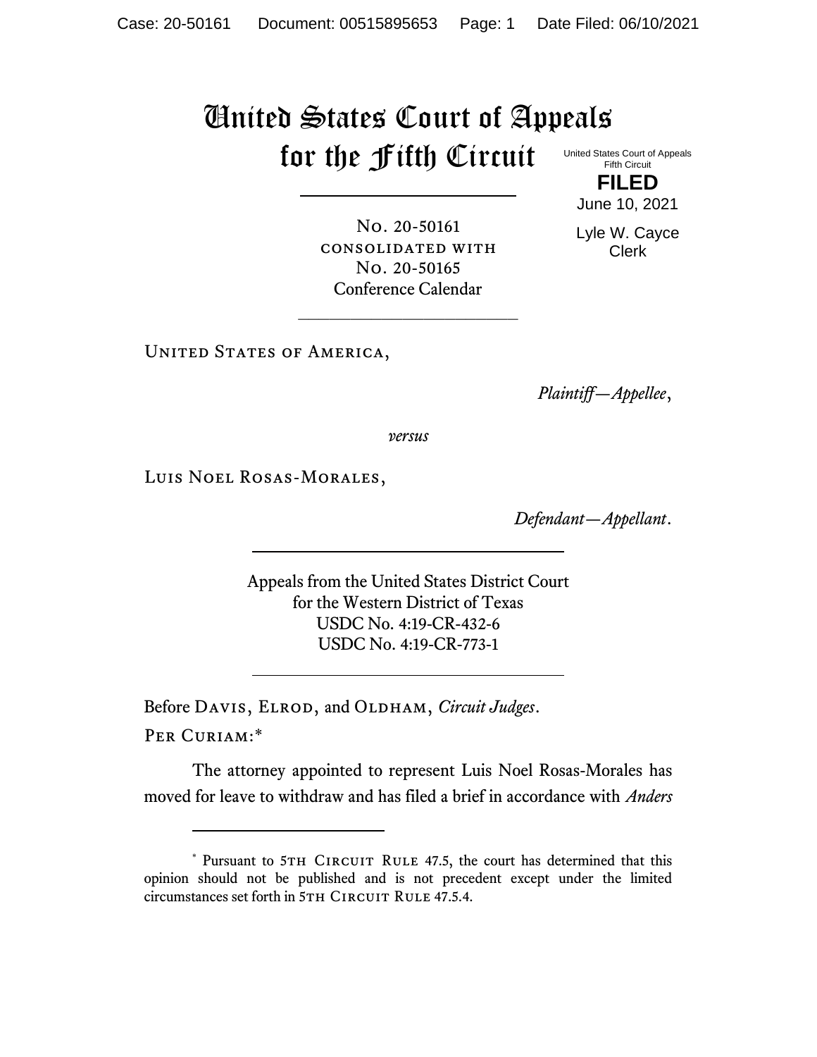# United States Court of Appeals for the Fifth Circuit

United States Court of Appeals
Fifth Circuit

**FILED**

June 10, 2021

Lyle W. Cayce
Clerk

No. 20-50161
consolidated with
No. 20-50165
Conference Calendar

---

United States of America,

*Plaintiff—Appellee*,

*versus*

Luis Noel Rosas-Morales,

*Defendant—Appellant*.

---

Appeals from the United States District Court
for the Western District of Texas
USDC No. 4:19-CR-432-6
USDC No. 4:19-CR-773-1

---

Before Davis, Elrod, and Oldham, *Circuit Judges*.

Per Curiam:[*]

The attorney appointed to represent Luis Noel Rosas-Morales has moved for leave to withdraw and has filed a brief in accordance with *Anders*

---

[*] Pursuant to 5th Circuit Rule 47.5, the court has determined that this opinion should not be published and is not precedent except under the limited circumstances set forth in 5th Circuit Rule 47.5.4.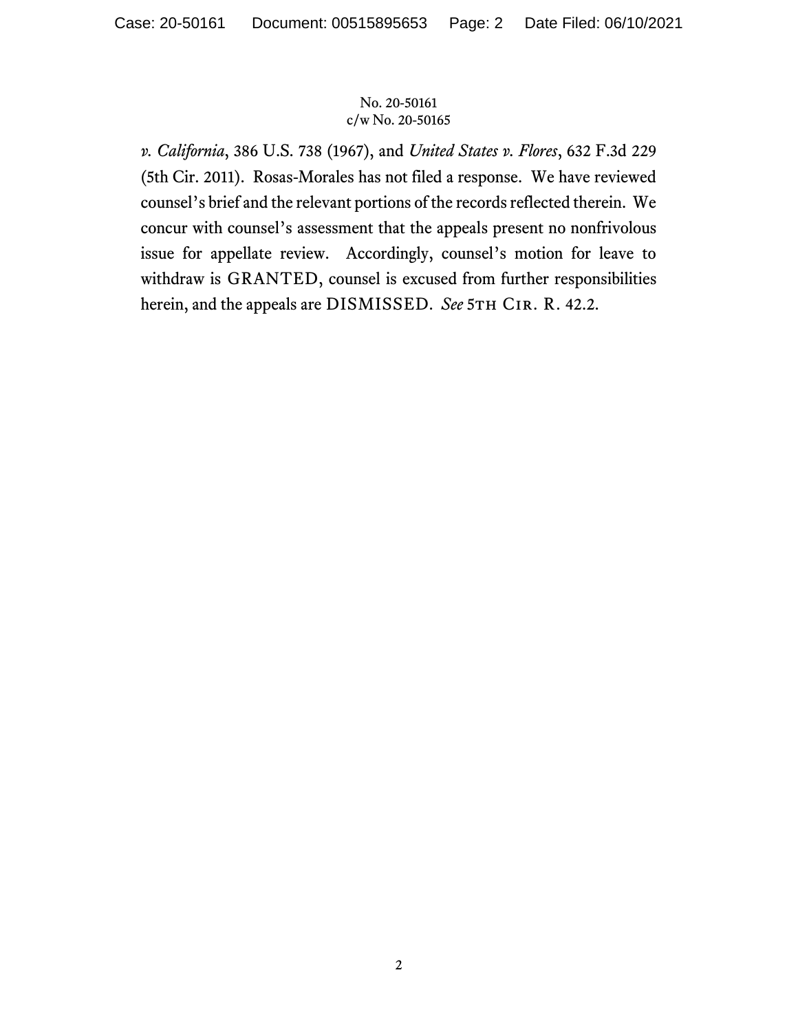No. 20-50161
c/w No. 20-50165

*v. California*, 386 U.S. 738 (1967), and *United States v. Flores*, 632 F.3d 229 (5th Cir. 2011). Rosas-Morales has not filed a response. We have reviewed counsel's brief and the relevant portions of the records reflected therein. We concur with counsel's assessment that the appeals present no nonfrivolous issue for appellate review. Accordingly, counsel's motion for leave to withdraw is GRANTED, counsel is excused from further responsibilities herein, and the appeals are DISMISSED. *See* 5TH CIR. R. 42.2.